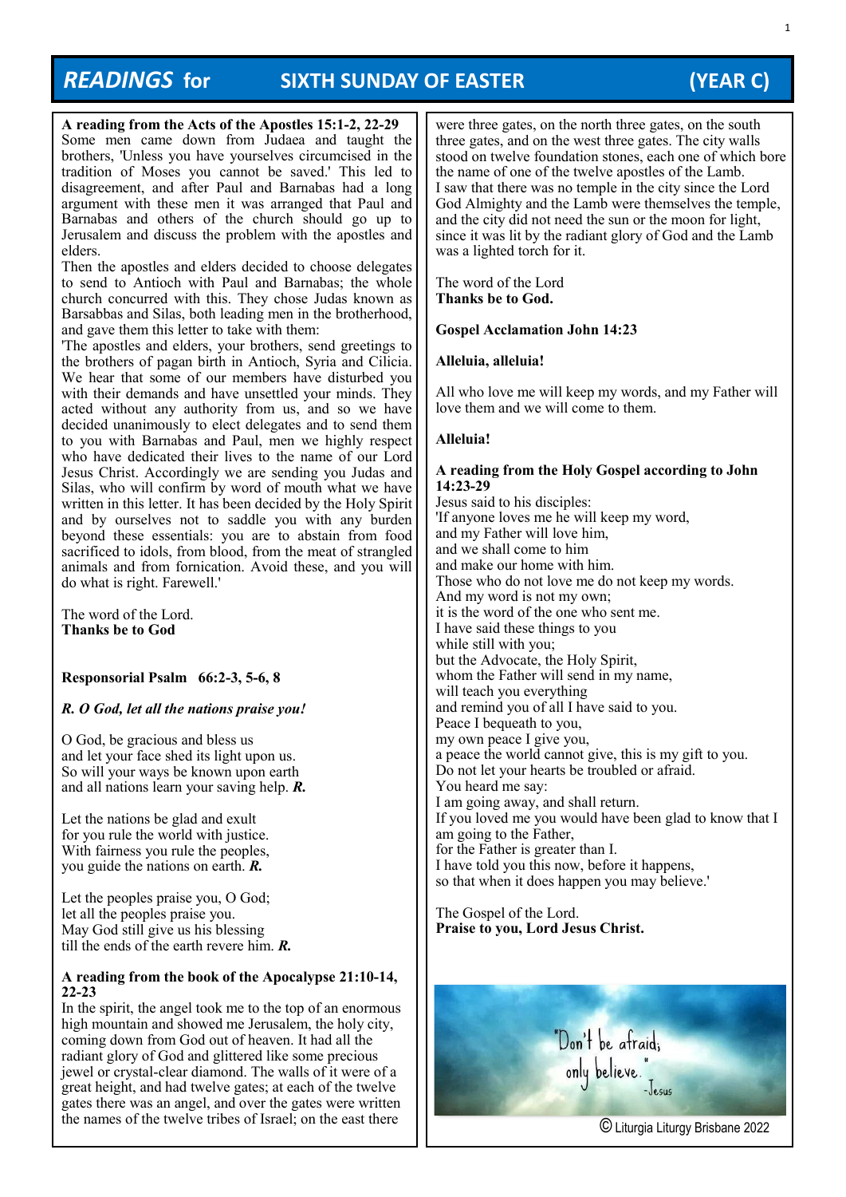# *READINGS* for SIXTH SUNDAY OF EASTER (YEAR C)

**A reading from the Acts of the Apostles 15:1-2, 22-29**

Some men came down from Judaea and taught the brothers, 'Unless you have yourselves circumcised in the tradition of Moses you cannot be saved.' This led to disagreement, and after Paul and Barnabas had a long argument with these men it was arranged that Paul and Barnabas and others of the church should go up to Jerusalem and discuss the problem with the apostles and elders.

Then the apostles and elders decided to choose delegates to send to Antioch with Paul and Barnabas; the whole church concurred with this. They chose Judas known as Barsabbas and Silas, both leading men in the brotherhood, and gave them this letter to take with them:

'The apostles and elders, your brothers, send greetings to the brothers of pagan birth in Antioch, Syria and Cilicia. We hear that some of our members have disturbed you with their demands and have unsettled your minds. They acted without any authority from us, and so we have decided unanimously to elect delegates and to send them to you with Barnabas and Paul, men we highly respect who have dedicated their lives to the name of our Lord Jesus Christ. Accordingly we are sending you Judas and Silas, who will confirm by word of mouth what we have written in this letter. It has been decided by the Holy Spirit and by ourselves not to saddle you with any burden beyond these essentials: you are to abstain from food sacrificed to idols, from blood, from the meat of strangled animals and from fornication. Avoid these, and you will do what is right. Farewell.'

The word of the Lord.
**Thanks be to God**

**Responsorial Psalm 66:2-3, 5-6, 8**

***R. O God, let all the nations praise you!***

O God, be gracious and bless us
and let your face shed its light upon us.
So will your ways be known upon earth
and all nations learn your saving help. ***R.***

Let the nations be glad and exult
for you rule the world with justice.
With fairness you rule the peoples,
you guide the nations on earth. ***R.***

Let the peoples praise you, O God;
let all the peoples praise you.
May God still give us his blessing
till the ends of the earth revere him. ***R.***

**A reading from the book of the Apocalypse 21:10-14, 22-23**

In the spirit, the angel took me to the top of an enormous high mountain and showed me Jerusalem, the holy city, coming down from God out of heaven. It had all the radiant glory of God and glittered like some precious jewel or crystal-clear diamond. The walls of it were of a great height, and had twelve gates; at each of the twelve gates there was an angel, and over the gates were written the names of the twelve tribes of Israel; on the east there were three gates, on the north three gates, on the south three gates, and on the west three gates. The city walls stood on twelve foundation stones, each one of which bore the name of one of the twelve apostles of the Lamb.
I saw that there was no temple in the city since the Lord God Almighty and the Lamb were themselves the temple, and the city did not need the sun or the moon for light, since it was lit by the radiant glory of God and the Lamb was a lighted torch for it.

The word of the Lord
**Thanks be to God.**

**Gospel Acclamation John 14:23**

**Alleluia, alleluia!**

All who love me will keep my words, and my Father will love them and we will come to them.

**Alleluia!**

**A reading from the Holy Gospel according to John 14:23-29**

Jesus said to his disciples:
'If anyone loves me he will keep my word,
and my Father will love him,
and we shall come to him
and make our home with him.
Those who do not love me do not keep my words.
And my word is not my own;
it is the word of the one who sent me.
I have said these things to you
while still with you;
but the Advocate, the Holy Spirit,
whom the Father will send in my name,
will teach you everything
and remind you of all I have said to you.
Peace I bequeath to you,
my own peace I give you,
a peace the world cannot give, this is my gift to you.
Do not let your hearts be troubled or afraid.
You heard me say:
I am going away, and shall return.
If you loved me you would have been glad to know that I am going to the Father,
for the Father is greater than I.
I have told you this now, before it happens,
so that when it does happen you may believe.'

The Gospel of the Lord.
**Praise to you, Lord Jesus Christ.**

"Don't be afraid, only believe." -Jesus

© Liturgia Liturgy Brisbane 2022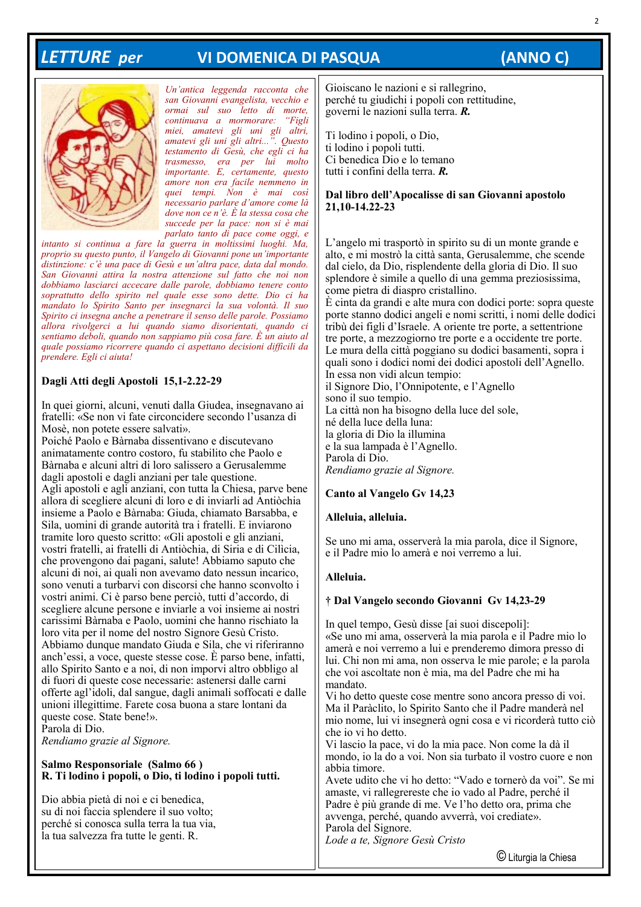# *LETTURE per* VI DOMENICA DI PASQUA (ANNO C)

*Un'antica leggenda racconta che san Giovanni evangelista, vecchio e ormai sul suo letto di morte, continuava a mormorare: "Figli miei, amatevi gli uni gli altri, amatevi gli uni gli altri...". Questo testamento di Gesù, che egli ci ha trasmesso, era per lui molto importante. E, certamente, questo amore non era facile nemmeno in quei tempi. Non è mai così necessario parlare d'amore come là dove non ce n'è. È la stessa cosa che succede per la pace: non si è mai parlato tanto di pace come oggi, e intanto si continua a fare la guerra in moltissimi luoghi. Ma, proprio su questo punto, il Vangelo di Giovanni pone un'importante distinzione: c'è una pace di Gesù e un'altra pace, data dal mondo. San Giovanni attira la nostra attenzione sul fatto che noi non dobbiamo lasciarci accecare dalle parole, dobbiamo tenere conto soprattutto dello spirito nel quale esse sono dette. Dio ci ha mandato lo Spirito Santo per insegnarci la sua volontà. Il suo Spirito ci insegna anche a penetrare il senso delle parole. Possiamo allora rivolgerci a lui quando siamo disorientati, quando ci sentiamo deboli, quando non sappiamo più cosa fare. È un aiuto al quale possiamo ricorrere quando ci aspettano decisioni difficili da prendere. Egli ci aiuta!*

**Dagli Atti degli Apostoli 15,1-2.22-29**

In quei giorni, alcuni, venuti dalla Giudea, insegnavano ai fratelli: «Se non vi fate circoncidere secondo l'usanza di Mosè, non potete essere salvati».
Poiché Paolo e Bàrnaba dissentivano e discutevano animatamente contro costoro, fu stabilito che Paolo e Bàrnaba e alcuni altri di loro salissero a Gerusalemme dagli apostoli e dagli anziani per tale questione.
Agli apostoli e agli anziani, con tutta la Chiesa, parve bene allora di scegliere alcuni di loro e di inviarli ad Antiòchia insieme a Paolo e Bàrnaba: Giuda, chiamato Barsabba, e Sila, uomini di grande autorità tra i fratelli. E inviarono tramite loro questo scritto: «Gli apostoli e gli anziani, vostri fratelli, ai fratelli di Antiòchia, di Siria e di Cilicia, che provengono dai pagani, salute! Abbiamo saputo che alcuni di noi, ai quali non avevamo dato nessun incarico, sono venuti a turbarvi con discorsi che hanno sconvolto i vostri animi. Ci è parso bene perciò, tutti d'accordo, di scegliere alcune persone e inviarle a voi insieme ai nostri carissimi Bàrnaba e Paolo, uomini che hanno rischiato la loro vita per il nome del nostro Signore Gesù Cristo.
Abbiamo dunque mandato Giuda e Sila, che vi riferiranno anch'essi, a voce, queste stesse cose. È parso bene, infatti, allo Spirito Santo e a noi, di non imporvi altro obbligo al di fuori di queste cose necessarie: astenersi dalle carni offerte agl'idoli, dal sangue, dagli animali soffocati e dalle unioni illegittime. Farete cosa buona a stare lontani da queste cose. State bene!».
Parola di Dio.
*Rendiamo grazie al Signore.*

**Salmo Responsoriale (Salmo 66 )**
**R. Ti lodino i popoli, o Dio, ti lodino i popoli tutti.**

Dio abbia pietà di noi e ci benedica,
su di noi faccia splendere il suo volto;
perché si conosca sulla terra la tua via,
la tua salvezza fra tutte le genti. R.

Gioiscano le nazioni e si rallegrino,
perché tu giudichi i popoli con rettitudine,
governi le nazioni sulla terra. ***R.***

Ti lodino i popoli, o Dio,
ti lodino i popoli tutti.
Ci benedica Dio e lo temano
tutti i confini della terra. ***R.***

**Dal libro dell'Apocalisse di san Giovanni apostolo 21,10-14.22-23**

L'angelo mi trasportò in spirito su di un monte grande e alto, e mi mostrò la città santa, Gerusalemme, che scende dal cielo, da Dio, risplendente della gloria di Dio. Il suo splendore è simile a quello di una gemma preziosissima, come pietra di diaspro cristallino.
È cinta da grandi e alte mura con dodici porte: sopra queste porte stanno dodici angeli e nomi scritti, i nomi delle dodici tribù dei figli d'Israele. A oriente tre porte, a settentrione tre porte, a mezzogiorno tre porte e a occidente tre porte.
Le mura della città poggiano su dodici basamenti, sopra i quali sono i dodici nomi dei dodici apostoli dell'Agnello.
In essa non vidi alcun tempio:
il Signore Dio, l'Onnipotente, e l'Agnello
sono il suo tempio.
La città non ha bisogno della luce del sole,
né della luce della luna:
la gloria di Dio la illumina
e la sua lampada è l'Agnello.
Parola di Dio.
*Rendiamo grazie al Signore.*

**Canto al Vangelo Gv 14,23**

**Alleluia, alleluia.**

Se uno mi ama, osserverà la mia parola, dice il Signore,
e il Padre mio lo amerà e noi verremo a lui.

**Alleluia.**

**† Dal Vangelo secondo Giovanni Gv 14,23-29**

In quel tempo, Gesù disse [ai suoi discepoli]:
«Se uno mi ama, osserverà la mia parola e il Padre mio lo amerà e noi verremo a lui e prenderemo dimora presso di lui. Chi non mi ama, non osserva le mie parole; e la parola che voi ascoltate non è mia, ma del Padre che mi ha mandato.
Vi ho detto queste cose mentre sono ancora presso di voi. Ma il Paràclito, lo Spirito Santo che il Padre manderà nel mio nome, lui vi insegnerà ogni cosa e vi ricorderà tutto ciò che io vi ho detto.
Vi lascio la pace, vi do la mia pace. Non come la dà il mondo, io la do a voi. Non sia turbato il vostro cuore e non abbia timore.
Avete udito che vi ho detto: "Vado e tornerò da voi". Se mi amaste, vi rallegrereste che io vado al Padre, perché il Padre è più grande di me. Ve l'ho detto ora, prima che avvenga, perché, quando avverrà, voi crediate».
Parola del Signore.
*Lode a te, Signore Gesù Cristo*

© Liturgia la Chiesa